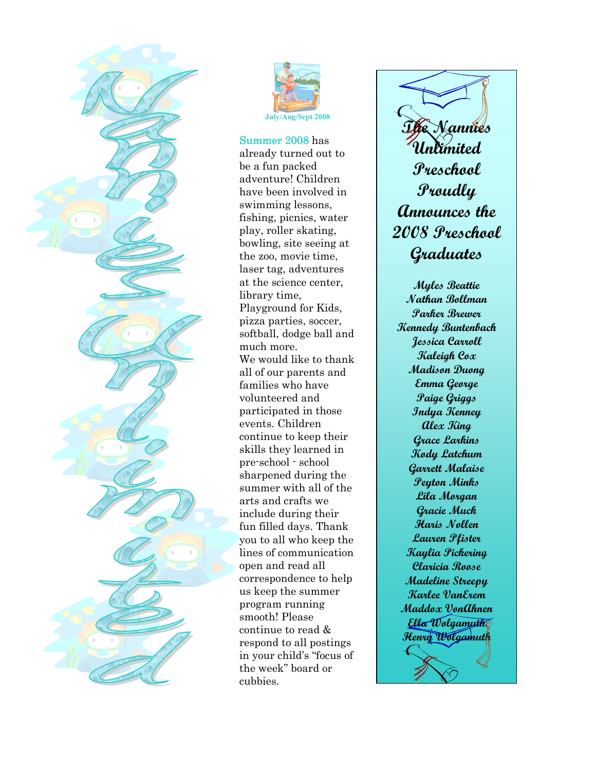# Nannies Unlimited

July/Aug/Sept 2008

Summer 2008 has already turned out to be a fun packed adventure! Children have been involved in swimming lessons, fishing, picnics, water play, roller skating, bowling, site seeing at the zoo, movie time, laser tag, adventures at the science center, library time, Playground for Kids, pizza parties, soccer, softball, dodge ball and much more.

We would like to thank all of our parents and families who have volunteered and participated in those events. Children continue to keep their skills they learned in pre-school - school sharpened during the summer with all of the arts and crafts we include during their fun filled days. Thank you to all who keep the lines of communication open and read all correspondence to help us keep the summer program running smooth! Please continue to read & respond to all postings in your child's "focus of the week" board or cubbies.

## The Nannies Unlimited Preschool Proudly Announces the 2008 Preschool Graduates

Myles Beattie
Nathan Bollman
Parker Brewer
Kennedy Buntenbach
Jessica Carroll
Kaleigh Cox
Madison Duong
Emma George
Paige Griggs
Indya Kenney
Alex King
Grace Larkins
Kody Latchum
Garrett Malaise
Peyton Minks
Lila Morgan
Gracie Muck
Haris Nollen
Lauren Pfister
Kaylia Pickering
Claricia Roose
Madeline Streepy
Karlee VanErem
Maddox VonAhnen
Ella Wolgamuth
Henry Wolgamuth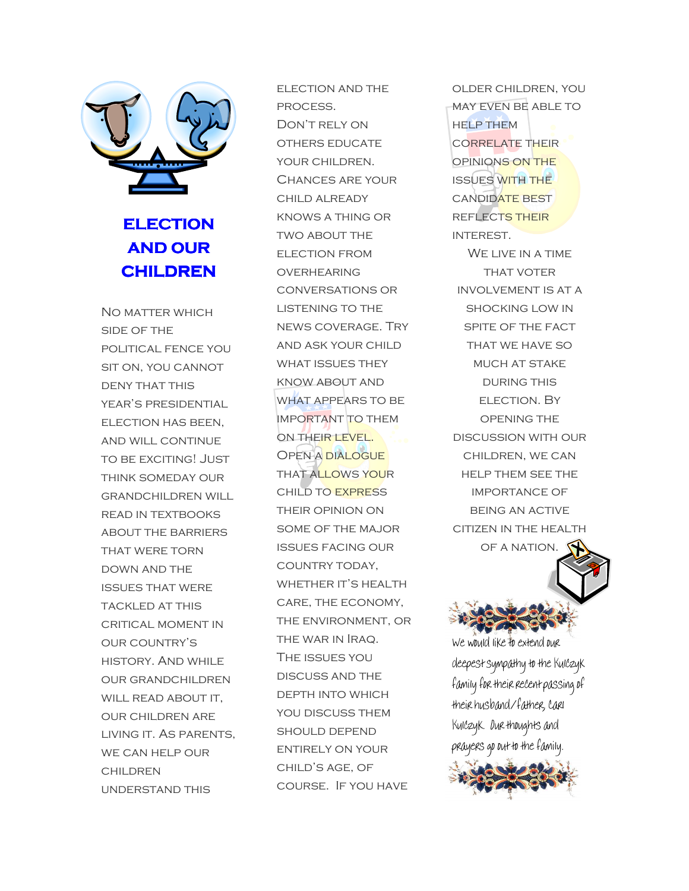# Election and Our Children

No matter which side of the political fence you sit on, you cannot deny that this year's presidential election has been, and will continue to be exciting! Just think someday our grandchildren will read in textbooks about the barriers that were torn down and the issues that were tackled at this critical moment in our country's history. And while our grandchildren will read about it, our children are living it. As parents, we can help our children understand this election and the process.

Don't rely on others educate your children. Chances are your child already knows a thing or two about the election from overhearing conversations or listening to the news coverage. Try and ask your child what issues they know about and what appears to be important to them on their level. Open a dialogue that allows your child to express their opinion on some of the major issues facing our country today, whether it's health care, the economy, the environment, or the war in Iraq. The issues you discuss and the depth into which you discuss them should depend entirely on your child's age, of course. If you have older children, you may even be able to help them correlate their opinions on the issues with the candidate best reflects their interest.

We live in a time that voter involvement is at a shocking low in spite of the fact that we have so much at stake during this election. By opening the discussion with our children, we can help them see the importance of being an active citizen in the health of a nation.

We would like to extend our deepest sympathy to the Kulczyk family for their recent passing of their husband/father, Carl Kulczyk. Our thoughts and prayers go out to the family.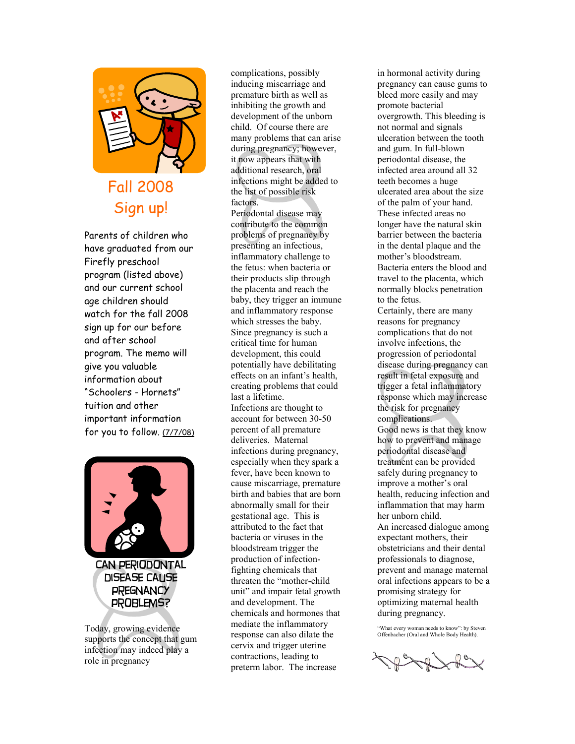## Fall 2008 Sign up!

Parents of children who have graduated from our Firefly preschool program (listed above) and our current school age children should watch for the fall 2008 sign up for our before and after school program. The memo will give you valuable information about "Schoolers - Hornets" tuition and other important information for you to follow. (7/7/08)

## CAN PERIODONTAL DISEASE CAUSE PREGNANCY PROBLEMS?

Today, growing evidence supports the concept that gum infection may indeed play a role in pregnancy complications, possibly inducing miscarriage and premature birth as well as inhibiting the growth and development of the unborn child. Of course there are many problems that can arise during pregnancy; however, it now appears that with additional research, oral infections might be added to the list of possible risk factors.

Periodontal disease may contribute to the common problems of pregnancy by presenting an infectious, inflammatory challenge to the fetus: when bacteria or their products slip through the placenta and reach the baby, they trigger an immune and inflammatory response which stresses the baby. Since pregnancy is such a critical time for human development, this could potentially have debilitating effects on an infant's health, creating problems that could last a lifetime.

Infections are thought to account for between 30-50 percent of all premature deliveries. Maternal infections during pregnancy, especially when they spark a fever, have been known to cause miscarriage, premature birth and babies that are born abnormally small for their gestational age. This is attributed to the fact that bacteria or viruses in the bloodstream trigger the production of infection-fighting chemicals that threaten the "mother-child unit" and impair fetal growth and development. The chemicals and hormones that mediate the inflammatory response can also dilate the cervix and trigger uterine contractions, leading to preterm labor. The increase in hormonal activity during pregnancy can cause gums to bleed more easily and may promote bacterial overgrowth. This bleeding is not normal and signals ulceration between the tooth and gum. In full-blown periodontal disease, the infected area around all 32 teeth becomes a huge ulcerated area about the size of the palm of your hand. These infected areas no longer have the natural skin barrier between the bacteria in the dental plaque and the mother's bloodstream. Bacteria enters the blood and travel to the placenta, which normally blocks penetration to the fetus.

Certainly, there are many reasons for pregnancy complications that do not involve infections, the progression of periodontal disease during pregnancy can result in fetal exposure and trigger a fetal inflammatory response which may increase the risk for pregnancy complications.

Good news is that they know how to prevent and manage periodontal disease and treatment can be provided safely during pregnancy to improve a mother's oral health, reducing infection and inflammation that may harm her unborn child.

An increased dialogue among expectant mothers, their obstetricians and their dental professionals to diagnose, prevent and manage maternal oral infections appears to be a promising strategy for optimizing maternal health during pregnancy.

"What every woman needs to know": by Steven Offenbacher (Oral and Whole Body Health).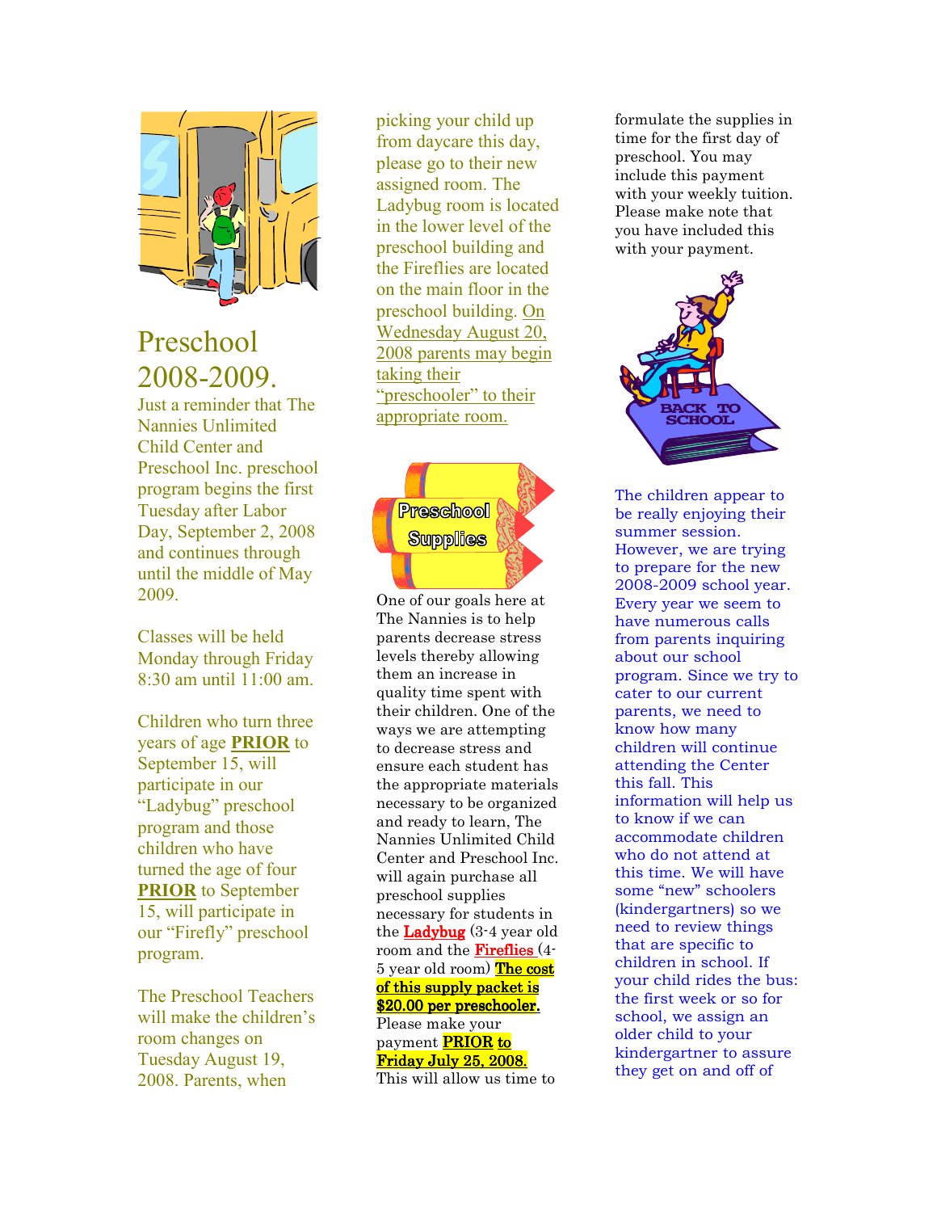# Preschool 2008-2009.

Just a reminder that The Nannies Unlimited Child Center and Preschool Inc. preschool program begins the first Tuesday after Labor Day, September 2, 2008 and continues through until the middle of May 2009.

Classes will be held Monday through Friday 8:30 am until 11:00 am.

Children who turn three years of age **PRIOR** to September 15, will participate in our "Ladybug" preschool program and those children who have turned the age of four **PRIOR** to September 15, will participate in our "Firefly" preschool program.

The Preschool Teachers will make the children's room changes on Tuesday August 19, 2008. Parents, when picking your child up from daycare this day, please go to their new assigned room. The Ladybug room is located in the lower level of the preschool building and the Fireflies are located on the main floor in the preschool building. On Wednesday August 20, 2008 parents may begin taking their "preschooler" to their appropriate room.

## Preschool Supplies

One of our goals here at The Nannies is to help parents decrease stress levels thereby allowing them an increase in quality time spent with their children. One of the ways we are attempting to decrease stress and ensure each student has the appropriate materials necessary to be organized and ready to learn, The Nannies Unlimited Child Center and Preschool Inc. will again purchase all preschool supplies necessary for students in the **Ladybug** (3-4 year old room and the **Fireflies** (4-5 year old room) **The cost of this supply packet is $20.00 per preschooler.** Please make your payment **PRIOR to Friday July 25, 2008.** This will allow us time to formulate the supplies in time for the first day of preschool. You may include this payment with your weekly tuition. Please make note that you have included this with your payment.

The children appear to be really enjoying their summer session. However, we are trying to prepare for the new 2008-2009 school year. Every year we seem to have numerous calls from parents inquiring about our school program. Since we try to cater to our current parents, we need to know how many children will continue attending the Center this fall. This information will help us to know if we can accommodate children who do not attend at this time. We will have some "new" schoolers (kindergartners) so we need to review things that are specific to children in school. If your child rides the bus: the first week or so for school, we assign an older child to your kindergartner to assure they get on and off of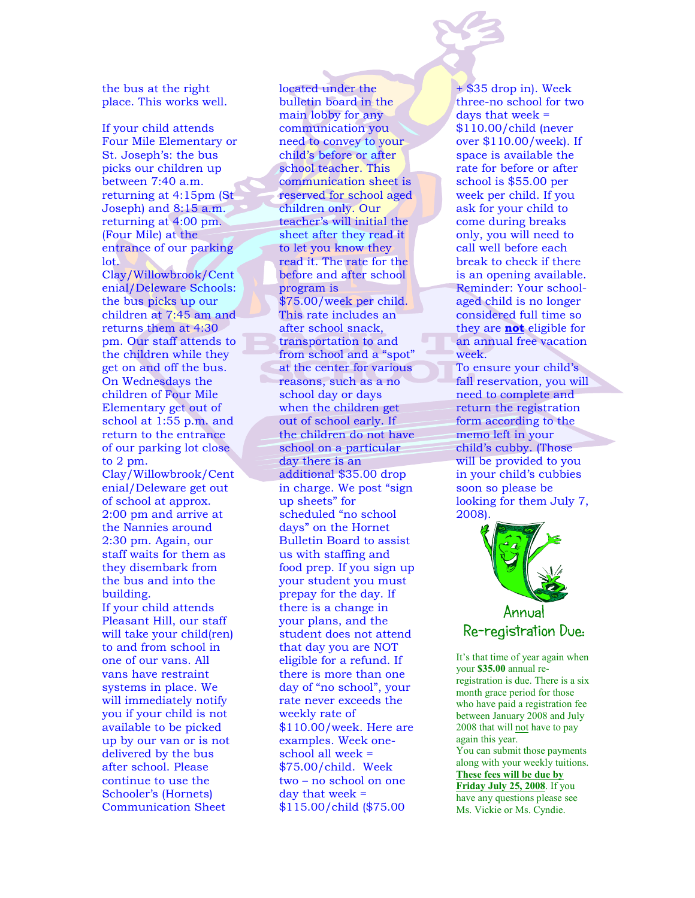the bus at the right place. This works well.

If your child attends Four Mile Elementary or St. Joseph's: the bus picks our children up between 7:40 a.m. returning at 4:15pm (St Joseph) and 8:15 a.m. returning at 4:00 pm. (Four Mile) at the entrance of our parking lot.
Clay/Willowbrook/Centenial/Deleware Schools: the bus picks up our children at 7:45 am and returns them at 4:30 pm. Our staff attends to the children while they get on and off the bus. On Wednesdays the children of Four Mile Elementary get out of school at 1:55 p.m. and return to the entrance of our parking lot close to 2 pm. Clay/Willowbrook/Centenial/Deleware get out of school at approx. 2:00 pm and arrive at the Nannies around 2:30 pm. Again, our staff waits for them as they disembark from the bus and into the building.
If your child attends Pleasant Hill, our staff will take your child(ren) to and from school in one of our vans. All vans have restraint systems in place. We will immediately notify you if your child is not available to be picked up by our van or is not delivered by the bus after school. Please continue to use the Schooler's (Hornets) Communication Sheet located under the bulletin board in the main lobby for any communication you need to convey to your child's before or after school teacher. This communication sheet is reserved for school aged children only. Our teacher's will initial the sheet after they read it to let you know they read it. The rate for the before and after school program is $75.00/week per child. This rate includes an after school snack, transportation to and from school and a "spot" at the center for various reasons, such as a no school day or days when the children get out of school early. If the children do not have school on a particular day there is an additional $35.00 drop in charge. We post "sign up sheets" for scheduled "no school days" on the Hornet Bulletin Board to assist us with staffing and food prep. If you sign up your student you must prepay for the day. If there is a change in your plans, and the student does not attend that day you are NOT eligible for a refund. If there is more than one day of "no school", your rate never exceeds the weekly rate of $110.00/week. Here are examples. Week one-school all week = $75.00/child. Week two – no school on one day that week = $115.00/child ($75.00 + $35 drop in). Week three-no school for two days that week = $110.00/child (never over $110.00/week). If space is available the rate for before or after school is $55.00 per week per child. If you ask for your child to come during breaks only, you will need to call well before each break to check if there is an opening available. Reminder: Your school-aged child is no longer considered full time so they are **not** eligible for an annual free vacation week.
To ensure your child's fall reservation, you will need to complete and return the registration form according to the memo left in your child's cubby. (Those will be provided to you in your child's cubbies soon so please be looking for them July 7, 2008).

## Annual Re-registration Due:

It's that time of year again when your **$35.00** annual re-registration is due. There is a six month grace period for those who have paid a registration fee between January 2008 and July 2008 that will not have to pay again this year.
You can submit those payments along with your weekly tuitions. **These fees will be due by Friday July 25, 2008**. If you have any questions please see Ms. Vickie or Ms. Cyndie.